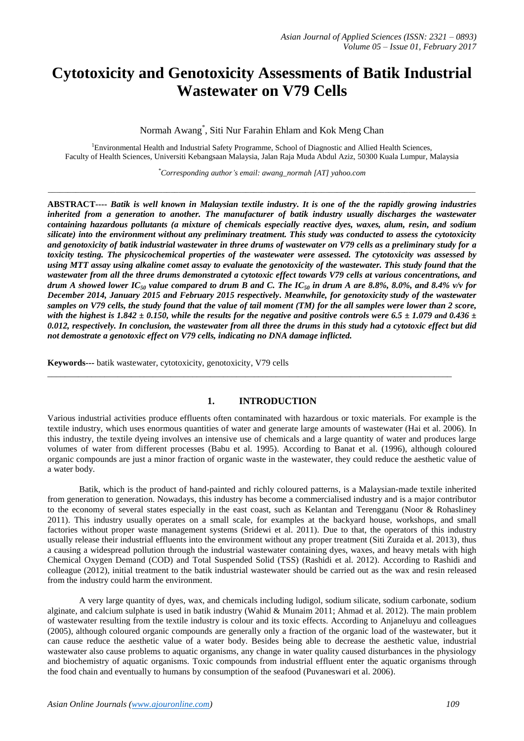# Cytotoxicity and Genotoxicity Assessments of Batik Industrial Wastewater on V79 Cells

Normah Awang*, Siti Nur Farahin Ehlam and Kok Meng Chan

[1]Environmental Health and Industrial Safety Programme, School of Diagnostic and Allied Health Sciences, Faculty of Health Sciences, Universiti Kebangsaan Malaysia, Jalan Raja Muda Abdul Aziz, 50300 Kuala Lumpur, Malaysia

*Corresponding author's email: awang_normah [AT] yahoo.com

---

**ABSTRACT----** ***Batik is well known in Malaysian textile industry. It is one of the the rapidly growing industries inherited from a generation to another. The manufacturer of batik industry usually discharges the wastewater containing hazardous pollutants (a mixture of chemicals especially reactive dyes, waxes, alum, resin, and sodium silicate) into the environment without any preliminary treatment. This study was conducted to assess the cytotoxicity and genotoxicity of batik industrial wastewater in three drums of wastewater on V79 cells as a preliminary study for a toxicity testing. The physicochemical properties of the wastewater were assessed. The cytotoxicity was assessed by using MTT assay using alkaline comet assay to evaluate the genotoxicity of the wastewater. This study found that the wastewater from all the three drums demonstrated a cytotoxic effect towards V79 cells at various concentrations, and drum A showed lower $IC_{50}$ value compared to drum B and C. The $IC_{50}$ in drum A are 8.8%, 8.0%, and 8.4% v/v for December 2014, January 2015 and February 2015 respectively. Meanwhile, for genotoxicity study of the wastewater samples on V79 cells, the study found that the value of tail moment (TM) for the all samples were lower than 2 score, with the highest is $1.842 \pm 0.150$, while the results for the negative and positive controls were $6.5 \pm 1.079$ and $0.436 \pm 0.012$, respectively. In conclusion, the wastewater from all three the drums in this study had a cytotoxic effect but did not demostrate a genotoxic effect on V79 cells, indicating no DNA damage inflicted.***

**Keywords---** batik wastewater, cytotoxicity, genotoxicity, V79 cells

---

## 1. INTRODUCTION

Various industrial activities produce effluents often contaminated with hazardous or toxic materials. For example is the textile industry, which uses enormous quantities of water and generate large amounts of wastewater (Hai et al. 2006). In this industry, the textile dyeing involves an intensive use of chemicals and a large quantity of water and produces large volumes of water from different processes (Babu et al. 1995). According to Banat et al. (1996), although coloured organic compounds are just a minor fraction of organic waste in the wastewater, they could reduce the aesthetic value of a water body.

Batik, which is the product of hand-painted and richly coloured patterns, is a Malaysian-made textile inherited from generation to generation. Nowadays, this industry has become a commercialised industry and is a major contributor to the economy of several states especially in the east coast, such as Kelantan and Terengganu (Noor & Rohasliney 2011). This industry usually operates on a small scale, for examples at the backyard house, workshops, and small factories without proper waste management systems (Sridewi et al. 2011). Due to that, the operators of this industry usually release their industrial effluents into the environment without any proper treatment (Siti Zuraida et al. 2013), thus a causing a widespread pollution through the industrial wastewater containing dyes, waxes, and heavy metals with high Chemical Oxygen Demand (COD) and Total Suspended Solid (TSS) (Rashidi et al. 2012). According to Rashidi and colleague (2012), initial treatment to the batik industrial wastewater should be carried out as the wax and resin released from the industry could harm the environment.

A very large quantity of dyes, wax, and chemicals including ludigol, sodium silicate, sodium carbonate, sodium alginate, and calcium sulphate is used in batik industry (Wahid & Munaim 2011; Ahmad et al. 2012). The main problem of wastewater resulting from the textile industry is colour and its toxic effects. According to Anjaneluyu and colleagues (2005), although coloured organic compounds are generally only a fraction of the organic load of the wastewater, but it can cause reduce the aesthetic value of a water body. Besides being able to decrease the aesthetic value, industrial wastewater also cause problems to aquatic organisms, any change in water quality caused disturbances in the physiology and biochemistry of aquatic organisms. Toxic compounds from industrial effluent enter the aquatic organisms through the food chain and eventually to humans by consumption of the seafood (Puvaneswari et al. 2006).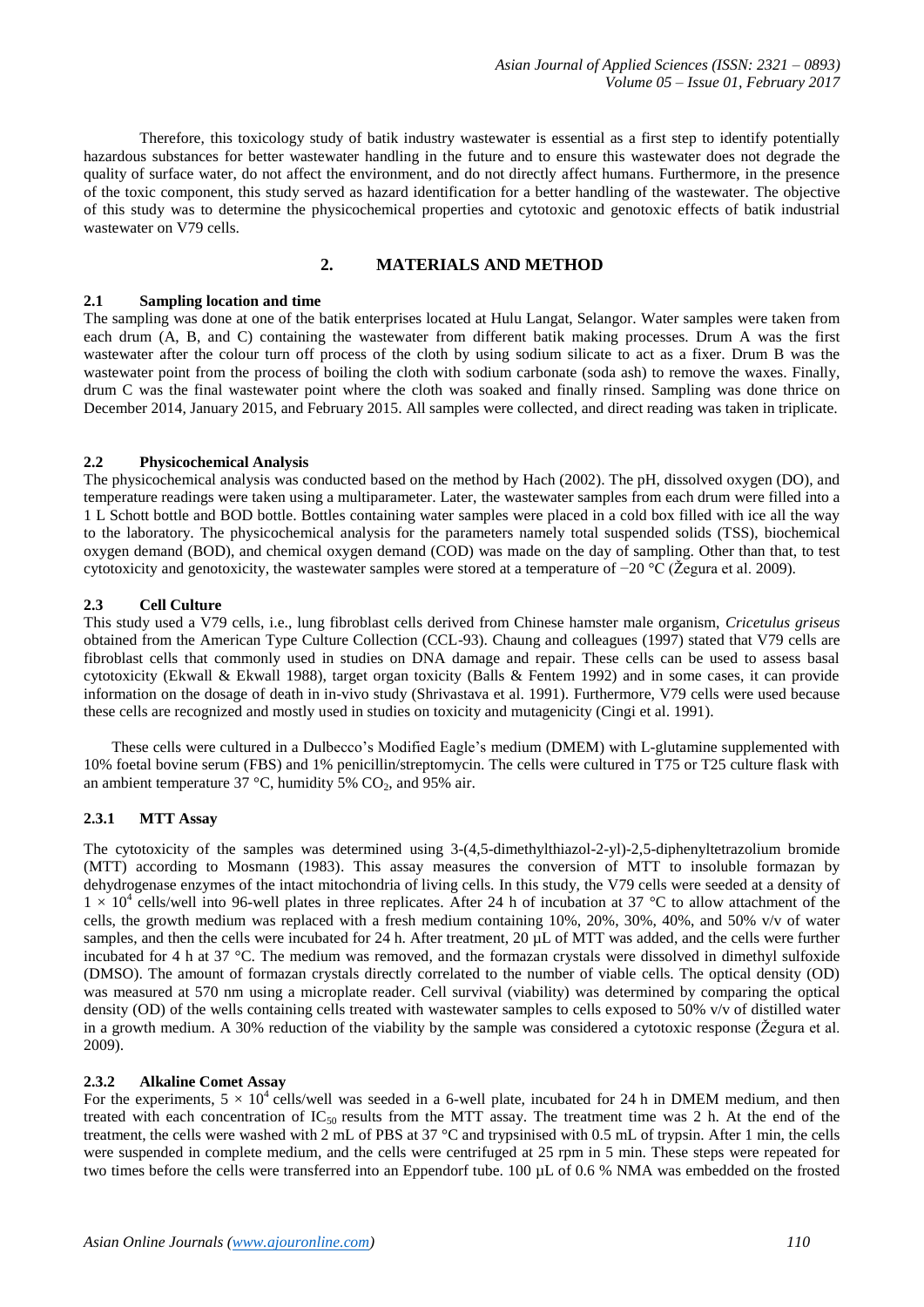Therefore, this toxicology study of batik industry wastewater is essential as a first step to identify potentially hazardous substances for better wastewater handling in the future and to ensure this wastewater does not degrade the quality of surface water, do not affect the environment, and do not directly affect humans. Furthermore, in the presence of the toxic component, this study served as hazard identification for a better handling of the wastewater. The objective of this study was to determine the physicochemical properties and cytotoxic and genotoxic effects of batik industrial wastewater on V79 cells.

## 2. MATERIALS AND METHOD

### 2.1 Sampling location and time

The sampling was done at one of the batik enterprises located at Hulu Langat, Selangor. Water samples were taken from each drum (A, B, and C) containing the wastewater from different batik making processes. Drum A was the first wastewater after the colour turn off process of the cloth by using sodium silicate to act as a fixer. Drum B was the wastewater point from the process of boiling the cloth with sodium carbonate (soda ash) to remove the waxes. Finally, drum C was the final wastewater point where the cloth was soaked and finally rinsed. Sampling was done thrice on December 2014, January 2015, and February 2015. All samples were collected, and direct reading was taken in triplicate.

### 2.2 Physicochemical Analysis

The physicochemical analysis was conducted based on the method by Hach (2002). The pH, dissolved oxygen (DO), and temperature readings were taken using a multiparameter. Later, the wastewater samples from each drum were filled into a 1 L Schott bottle and BOD bottle. Bottles containing water samples were placed in a cold box filled with ice all the way to the laboratory. The physicochemical analysis for the parameters namely total suspended solids (TSS), biochemical oxygen demand (BOD), and chemical oxygen demand (COD) was made on the day of sampling. Other than that, to test cytotoxicity and genotoxicity, the wastewater samples were stored at a temperature of −20 °C (Žegura et al. 2009).

### 2.3 Cell Culture

This study used a V79 cells, i.e., lung fibroblast cells derived from Chinese hamster male organism, *Cricetulus griseus* obtained from the American Type Culture Collection (CCL-93). Chaung and colleagues (1997) stated that V79 cells are fibroblast cells that commonly used in studies on DNA damage and repair. These cells can be used to assess basal cytotoxicity (Ekwall & Ekwall 1988), target organ toxicity (Balls & Fentem 1992) and in some cases, it can provide information on the dosage of death in in-vivo study (Shrivastava et al. 1991). Furthermore, V79 cells were used because these cells are recognized and mostly used in studies on toxicity and mutagenicity (Cingi et al. 1991).

These cells were cultured in a Dulbecco's Modified Eagle's medium (DMEM) with L-glutamine supplemented with 10% foetal bovine serum (FBS) and 1% penicillin/streptomycin. The cells were cultured in T75 or T25 culture flask with an ambient temperature 37 °C, humidity 5% $CO_2$, and 95% air.

#### 2.3.1 MTT Assay

The cytotoxicity of the samples was determined using 3-(4,5-dimethylthiazol-2-yl)-2,5-diphenyltetrazolium bromide (MTT) according to Mosmann (1983). This assay measures the conversion of MTT to insoluble formazan by dehydrogenase enzymes of the intact mitochondria of living cells. In this study, the V79 cells were seeded at a density of $1 \times 10^4$ cells/well into 96-well plates in three replicates. After 24 h of incubation at 37 °C to allow attachment of the cells, the growth medium was replaced with a fresh medium containing 10%, 20%, 30%, 40%, and 50% v/v of water samples, and then the cells were incubated for 24 h. After treatment, 20 µL of MTT was added, and the cells were further incubated for 4 h at 37 °C. The medium was removed, and the formazan crystals were dissolved in dimethyl sulfoxide (DMSO). The amount of formazan crystals directly correlated to the number of viable cells. The optical density (OD) was measured at 570 nm using a microplate reader. Cell survival (viability) was determined by comparing the optical density (OD) of the wells containing cells treated with wastewater samples to cells exposed to 50% v/v of distilled water in a growth medium. A 30% reduction of the viability by the sample was considered a cytotoxic response (Žegura et al. 2009).

#### 2.3.2 Alkaline Comet Assay

For the experiments, $5 \times 10^4$ cells/well was seeded in a 6-well plate, incubated for 24 h in DMEM medium, and then treated with each concentration of $IC_{50}$ results from the MTT assay. The treatment time was 2 h. At the end of the treatment, the cells were washed with 2 mL of PBS at 37 °C and trypsinised with 0.5 mL of trypsin. After 1 min, the cells were suspended in complete medium, and the cells were centrifuged at 25 rpm in 5 min. These steps were repeated for two times before the cells were transferred into an Eppendorf tube. 100 µL of 0.6 % NMA was embedded on the frosted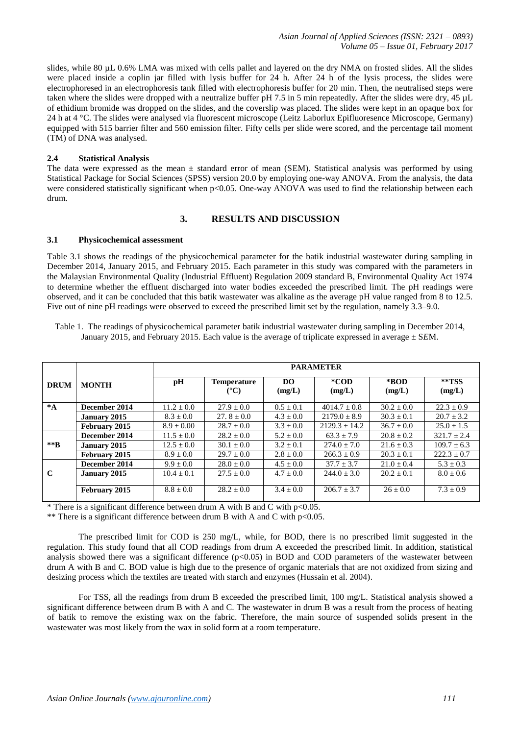slides, while 80 µL 0.6% LMA was mixed with cells pallet and layered on the dry NMA on frosted slides. All the slides were placed inside a coplin jar filled with lysis buffer for 24 h. After 24 h of the lysis process, the slides were electrophoresed in an electrophoresis tank filled with electrophoresis buffer for 20 min. Then, the neutralised steps were taken where the slides were dropped with a neutralize buffer pH 7.5 in 5 min repeatedly. After the slides were dry, 45 µL of ethidium bromide was dropped on the slides, and the coverslip was placed. The slides were kept in an opaque box for 24 h at 4 °C. The slides were analysed via fluorescent microscope (Leitz Laborlux Epifluoresence Microscope, Germany) equipped with 515 barrier filter and 560 emission filter. Fifty cells per slide were scored, and the percentage tail moment (TM) of DNA was analysed.

### 2.4 Statistical Analysis

The data were expressed as the mean ± standard error of mean (SEM). Statistical analysis was performed by using Statistical Package for Social Sciences (SPSS) version 20.0 by employing one-way ANOVA. From the analysis, the data were considered statistically significant when $p<0.05$. One-way ANOVA was used to find the relationship between each drum.

## 3. RESULTS AND DISCUSSION

### 3.1 Physicochemical assessment

Table 3.1 shows the readings of the physicochemical parameter for the batik industrial wastewater during sampling in December 2014, January 2015, and February 2015. Each parameter in this study was compared with the parameters in the Malaysian Environmental Quality (Industrial Effluent) Regulation 2009 standard B, Environmental Quality Act 1974 to determine whether the effluent discharged into water bodies exceeded the prescribed limit. The pH readings were observed, and it can be concluded that this batik wastewater was alkaline as the average pH value ranged from 8 to 12.5. Five out of nine pH readings were observed to exceed the prescribed limit set by the regulation, namely 3.3–9.0.

Table 1. The readings of physicochemical parameter batik industrial wastewater during sampling in December 2014, January 2015, and February 2015. Each value is the average of triplicate expressed in average ± *SE*M.

| DRUM | MONTH | PARAMETER | | | | | |
|---|---|---|---|---|---|---|---|
| | | pH | Temperature (°C) | DO (mg/L) | *COD (mg/L) | *BOD (mg/L) | **TSS (mg/L) |
| *A | December 2014 | 11.2 ± 0.0 | 27.9 ± 0.0 | 0.5 ± 0.1 | 4014.7 ± 0.8 | 30.2 ± 0.0 | 22.3 ± 0.9 |
| | January 2015 | 8.3 ± 0.0 | 27. 8 ± 0.0 | 4.3 ± 0.0 | 2179.0 ± 8.9 | 30.3 ± 0.1 | 20.7 ± 3.2 |
| | February 2015 | 8.9 ± 0.00 | 28.7 ± 0.0 | 3.3 ± 0.0 | 2129.3 ± 14.2 | 36.7 ± 0.0 | 25.0 ± 1.5 |
| **B | December 2014 | 11.5 ± 0.0 | 28.2 ± 0.0 | 5.2 ± 0.0 | 63.3 ± 7.9 | 20.8 ± 0.2 | 321.7 ± 2.4 |
| | January 2015 | 12.5 ± 0.0 | 30.1 ± 0.0 | 3.2 ± 0.1 | 274.0 ± 7.0 | 21.6 ± 0.3 | 109.7 ± 6.3 |
| | February 2015 | 8.9 ± 0.0 | 29.7 ± 0.0 | 2.8 ± 0.0 | 266.3 ± 0.9 | 20.3 ± 0.1 | 222.3 ± 0.7 |
| C | December 2014 | 9.9 ± 0.0 | 28.0 ± 0.0 | 4.5 ± 0.0 | 37.7 ± 3.7 | 21.0 ± 0.4 | 5.3 ± 0.3 |
| | January 2015 | 10.4 ± 0.1 | 27.5 ± 0.0 | 4.7 ± 0.0 | 244.0 ± 3.0 | 20.2 ± 0.1 | 8.0 ± 0.6 |
| | February 2015 | 8.8 ± 0.0 | 28.2 ± 0.0 | 3.4 ± 0.0 | 206.7 ± 3.7 | 26 ± 0.0 | 7.3 ± 0.9 |

* There is a significant difference between drum A with B and C with $p<0.05$.
** There is a significant difference between drum B with A and C with $p<0.05$.

The prescribed limit for COD is 250 mg/L, while, for BOD, there is no prescribed limit suggested in the regulation. This study found that all COD readings from drum A exceeded the prescribed limit. In addition, statistical analysis showed there was a significant difference ($p<0.05$) in BOD and COD parameters of the wastewater between drum A with B and C. BOD value is high due to the presence of organic materials that are not oxidized from sizing and desizing process which the textiles are treated with starch and enzymes (Hussain et al. 2004).

For TSS, all the readings from drum B exceeded the prescribed limit, 100 mg/L. Statistical analysis showed a significant difference between drum B with A and C. The wastewater in drum B was a result from the process of heating of batik to remove the existing wax on the fabric. Therefore, the main source of suspended solids present in the wastewater was most likely from the wax in solid form at a room temperature.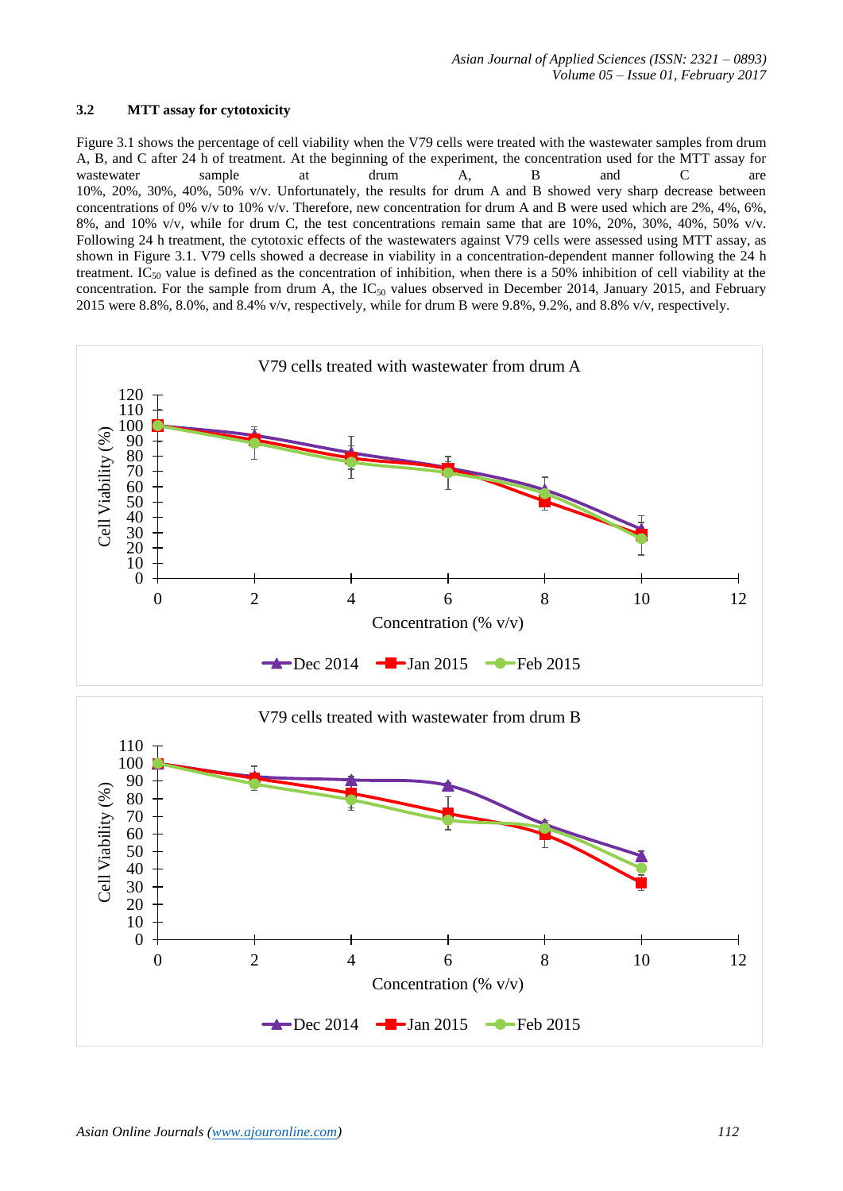### 3.2 MTT assay for cytotoxicity

Figure 3.1 shows the percentage of cell viability when the V79 cells were treated with the wastewater samples from drum A, B, and C after 24 h of treatment. At the beginning of the experiment, the concentration used for the MTT assay for wastewater sample at drum A, B and C are 10%, 20%, 30%, 40%, 50% v/v. Unfortunately, the results for drum A and B showed very sharp decrease between concentrations of 0% v/v to 10% v/v. Therefore, new concentration for drum A and B were used which are 2%, 4%, 6%, 8%, and 10% v/v, while for drum C, the test concentrations remain same that are 10%, 20%, 30%, 40%, 50% v/v. Following 24 h treatment, the cytotoxic effects of the wastewaters against V79 cells were assessed using MTT assay, as shown in Figure 3.1. V79 cells showed a decrease in viability in a concentration-dependent manner following the 24 h treatment. $IC_{50}$ value is defined as the concentration of inhibition, when there is a 50% inhibition of cell viability at the concentration. For the sample from drum A, the $IC_{50}$ values observed in December 2014, January 2015, and February 2015 were 8.8%, 8.0%, and 8.4% v/v, respectively, while for drum B were 9.8%, 9.2%, and 8.8% v/v, respectively.

V79 cells treated with wastewater from drum A

Cell Viability (%)

0
10
20
30
40
50
60
70
80
90
100
110
120

0
2
4
6
8
10
12

Concentration (% v/v)

Dec 2014
Jan 2015
Feb 2015

V79 cells treated with wastewater from drum B

Cell Viability (%)

0
10
20
30
40
50
60
70
80
90
100
110

0
2
4
6
8
10
12

Concentration (% v/v)

Dec 2014
Jan 2015
Feb 2015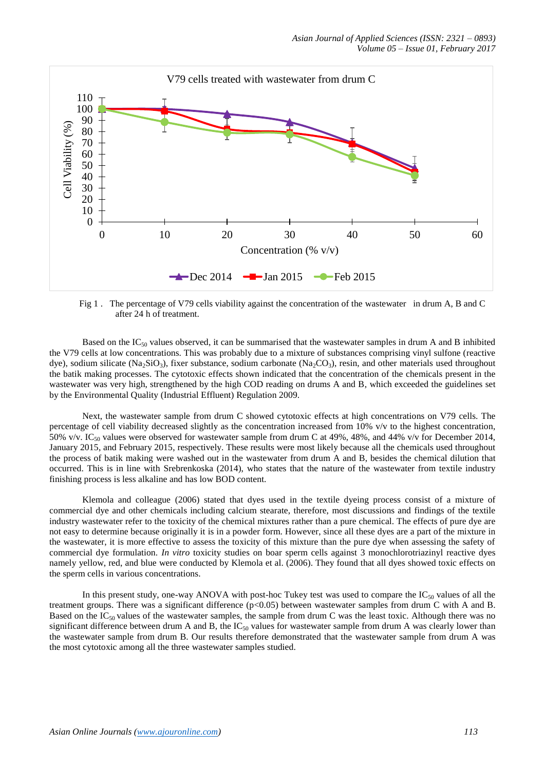V79 cells treated with wastewater from drum C

Cell Viability (%)

110
100
90
80
70
60
50
40
30
20
10
0

0 10 20 30 40 50 60

Concentration (% v/v)

Dec 2014 Jan 2015 Feb 2015

Fig 1 . The percentage of V79 cells viability against the concentration of the wastewater in drum A, B and C after 24 h of treatment.

Based on the $IC_{50}$ values observed, it can be summarised that the wastewater samples in drum A and B inhibited the V79 cells at low concentrations. This was probably due to a mixture of substances comprising vinyl sulfone (reactive dye), sodium silicate ($Na_2SiO_3$), fixer substance, sodium carbonate ($Na_2CO_3$), resin, and other materials used throughout the batik making processes. The cytotoxic effects shown indicated that the concentration of the chemicals present in the wastewater was very high, strengthened by the high COD reading on drums A and B, which exceeded the guidelines set by the Environmental Quality (Industrial Effluent) Regulation 2009.

Next, the wastewater sample from drum C showed cytotoxic effects at high concentrations on V79 cells. The percentage of cell viability decreased slightly as the concentration increased from 10% v/v to the highest concentration, 50% v/v. $IC_{50}$ values were observed for wastewater sample from drum C at 49%, 48%, and 44% v/v for December 2014, January 2015, and February 2015, respectively. These results were most likely because all the chemicals used throughout the process of batik making were washed out in the wastewater from drum A and B, besides the chemical dilution that occurred. This is in line with Srebrenkoska (2014), who states that the nature of the wastewater from textile industry finishing process is less alkaline and has low BOD content.

Klemola and colleague (2006) stated that dyes used in the textile dyeing process consist of a mixture of commercial dye and other chemicals including calcium stearate, therefore, most discussions and findings of the textile industry wastewater refer to the toxicity of the chemical mixtures rather than a pure chemical. The effects of pure dye are not easy to determine because originally it is in a powder form. However, since all these dyes are a part of the mixture in the wastewater, it is more effective to assess the toxicity of this mixture than the pure dye when assessing the safety of commercial dye formulation. *In vitro* toxicity studies on boar sperm cells against 3 monochlorotriazinyl reactive dyes namely yellow, red, and blue were conducted by Klemola et al. (2006). They found that all dyes showed toxic effects on the sperm cells in various concentrations.

In this present study, one-way ANOVA with post-hoc Tukey test was used to compare the $IC_{50}$ values of all the treatment groups. There was a significant difference ($p<0.05$) between wastewater samples from drum C with A and B. Based on the $IC_{50}$ values of the wastewater samples, the sample from drum C was the least toxic. Although there was no significant difference between drum A and B, the $IC_{50}$ values for wastewater sample from drum A was clearly lower than the wastewater sample from drum B. Our results therefore demonstrated that the wastewater sample from drum A was the most cytotoxic among all the three wastewater samples studied.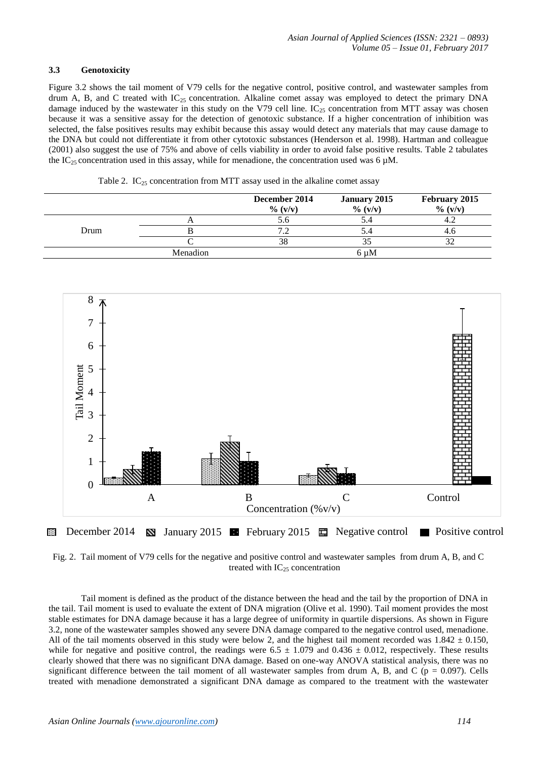### 3.3 Genotoxicity

Figure 3.2 shows the tail moment of V79 cells for the negative control, positive control, and wastewater samples from drum A, B, and C treated with $IC_{25}$ concentration. Alkaline comet assay was employed to detect the primary DNA damage induced by the wastewater in this study on the V79 cell line. $IC_{25}$ concentration from MTT assay was chosen because it was a sensitive assay for the detection of genotoxic substance. If a higher concentration of inhibition was selected, the false positives results may exhibit because this assay would detect any materials that may cause damage to the DNA but could not differentiate it from other cytotoxic substances (Henderson et al. 1998). Hartman and colleague (2001) also suggest the use of 75% and above of cells viability in order to avoid false positive results. Table 2 tabulates the $IC_{25}$ concentration used in this assay, while for menadione, the concentration used was 6 µM.

Table 2. $IC_{25}$ concentration from MTT assay used in the alkaline comet assay

| | | December 2014 % (v/v) | January 2015 % (v/v) | February 2015 % (v/v) |
|---|---|---|---|---|
| Drum | A | 5.6 | 5.4 | 4.2 |
| | B | 7.2 | 5.4 | 4.6 |
| | C | 38 | 35 | 32 |
| | Menadion | | 6 µM | |

Tail Moment

0 1 2 3 4 5 6 7 8

A B C Control

Concentration (%v/v)

December 2014 January 2015 February 2015 Negative control Positive control

Fig. 2. Tail moment of V79 cells for the negative and positive control and wastewater samples from drum A, B, and C treated with $IC_{25}$ concentration

Tail moment is defined as the product of the distance between the head and the tail by the proportion of DNA in the tail. Tail moment is used to evaluate the extent of DNA migration (Olive et al. 1990). Tail moment provides the most stable estimates for DNA damage because it has a large degree of uniformity in quartile dispersions. As shown in Figure 3.2, none of the wastewater samples showed any severe DNA damage compared to the negative control used, menadione. All of the tail moments observed in this study were below 2, and the highest tail moment recorded was 1.842 ± 0.150, while for negative and positive control, the readings were 6.5 ± 1.079 and 0.436 ± 0.012, respectively. These results clearly showed that there was no significant DNA damage. Based on one-way ANOVA statistical analysis, there was no significant difference between the tail moment of all wastewater samples from drum A, B, and C ($p = 0.097$). Cells treated with menadione demonstrated a significant DNA damage as compared to the treatment with the wastewater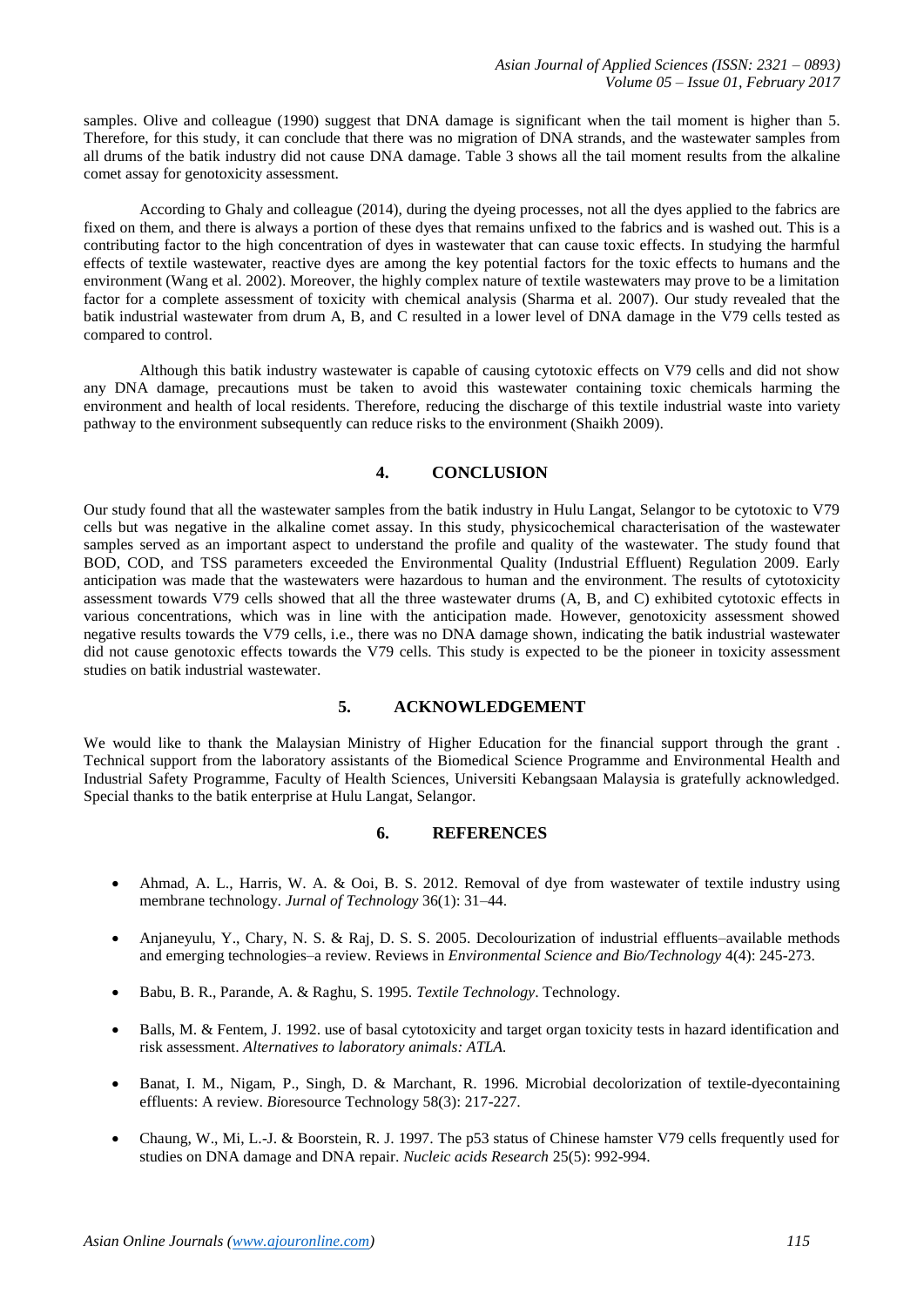samples. Olive and colleague (1990) suggest that DNA damage is significant when the tail moment is higher than 5. Therefore, for this study, it can conclude that there was no migration of DNA strands, and the wastewater samples from all drums of the batik industry did not cause DNA damage. Table 3 shows all the tail moment results from the alkaline comet assay for genotoxicity assessment.

According to Ghaly and colleague (2014), during the dyeing processes, not all the dyes applied to the fabrics are fixed on them, and there is always a portion of these dyes that remains unfixed to the fabrics and is washed out. This is a contributing factor to the high concentration of dyes in wastewater that can cause toxic effects. In studying the harmful effects of textile wastewater, reactive dyes are among the key potential factors for the toxic effects to humans and the environment (Wang et al. 2002). Moreover, the highly complex nature of textile wastewaters may prove to be a limitation factor for a complete assessment of toxicity with chemical analysis (Sharma et al. 2007). Our study revealed that the batik industrial wastewater from drum A, B, and C resulted in a lower level of DNA damage in the V79 cells tested as compared to control.

Although this batik industry wastewater is capable of causing cytotoxic effects on V79 cells and did not show any DNA damage, precautions must be taken to avoid this wastewater containing toxic chemicals harming the environment and health of local residents. Therefore, reducing the discharge of this textile industrial waste into variety pathway to the environment subsequently can reduce risks to the environment (Shaikh 2009).

## 4. CONCLUSION

Our study found that all the wastewater samples from the batik industry in Hulu Langat, Selangor to be cytotoxic to V79 cells but was negative in the alkaline comet assay. In this study, physicochemical characterisation of the wastewater samples served as an important aspect to understand the profile and quality of the wastewater. The study found that BOD, COD, and TSS parameters exceeded the Environmental Quality (Industrial Effluent) Regulation 2009. Early anticipation was made that the wastewaters were hazardous to human and the environment. The results of cytotoxicity assessment towards V79 cells showed that all the three wastewater drums (A, B, and C) exhibited cytotoxic effects in various concentrations, which was in line with the anticipation made. However, genotoxicity assessment showed negative results towards the V79 cells, i.e., there was no DNA damage shown, indicating the batik industrial wastewater did not cause genotoxic effects towards the V79 cells. This study is expected to be the pioneer in toxicity assessment studies on batik industrial wastewater.

## 5. ACKNOWLEDGEMENT

We would like to thank the Malaysian Ministry of Higher Education for the financial support through the grant . Technical support from the laboratory assistants of the Biomedical Science Programme and Environmental Health and Industrial Safety Programme, Faculty of Health Sciences, Universiti Kebangsaan Malaysia is gratefully acknowledged. Special thanks to the batik enterprise at Hulu Langat, Selangor.

## 6. REFERENCES

- Ahmad, A. L., Harris, W. A. & Ooi, B. S. 2012. Removal of dye from wastewater of textile industry using membrane technology. *Jurnal of Technology* 36(1): 31–44.
- Anjaneyulu, Y., Chary, N. S. & Raj, D. S. S. 2005. Decolourization of industrial effluents–available methods and emerging technologies–a review. Reviews in *Environmental Science and Bio/Technology* 4(4): 245-273.
- Babu, B. R., Parande, A. & Raghu, S. 1995. *Textile Technology*. Technology.
- Balls, M. & Fentem, J. 1992. use of basal cytotoxicity and target organ toxicity tests in hazard identification and risk assessment. *Alternatives to laboratory animals: ATLA.*
- Banat, I. M., Nigam, P., Singh, D. & Marchant, R. 1996. Microbial decolorization of textile-dyecontaining effluents: A review. *Bi*oresource Technology 58(3): 217-227.
- Chaung, W., Mi, L.-J. & Boorstein, R. J. 1997. The p53 status of Chinese hamster V79 cells frequently used for studies on DNA damage and DNA repair. *Nucleic acids Research* 25(5): 992-994.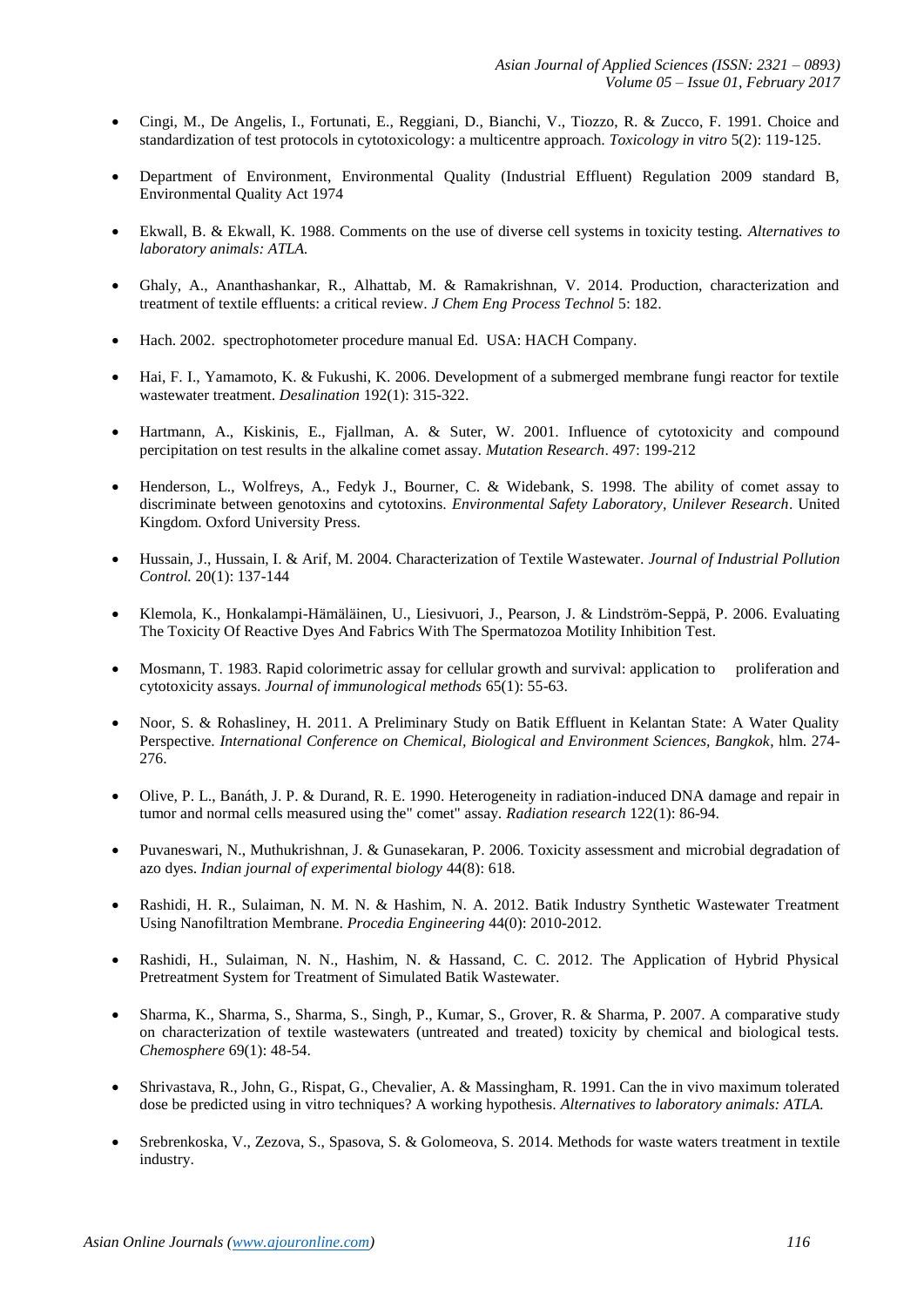- Cingi, M., De Angelis, I., Fortunati, E., Reggiani, D., Bianchi, V., Tiozzo, R. & Zucco, F. 1991. Choice and standardization of test protocols in cytotoxicology: a multicentre approach. *Toxicology in vitro* 5(2): 119-125.

- Department of Environment, Environmental Quality (Industrial Effluent) Regulation 2009 standard B, Environmental Quality Act 1974

- Ekwall, B. & Ekwall, K. 1988. Comments on the use of diverse cell systems in toxicity testing. *Alternatives to laboratory animals: ATLA.*

- Ghaly, A., Ananthashankar, R., Alhattab, M. & Ramakrishnan, V. 2014. Production, characterization and treatment of textile effluents: a critical review. *J Chem Eng Process Technol* 5: 182.

- Hach. 2002. spectrophotometer procedure manual Ed. USA: HACH Company.

- Hai, F. I., Yamamoto, K. & Fukushi, K. 2006. Development of a submerged membrane fungi reactor for textile wastewater treatment. *Desalination* 192(1): 315-322.

- Hartmann, A., Kiskinis, E., Fjallman, A. & Suter, W. 2001. Influence of cytotoxicity and compound percipitation on test results in the alkaline comet assay. *Mutation Research*. 497: 199-212

- Henderson, L., Wolfreys, A., Fedyk J., Bourner, C. & Widebank, S. 1998. The ability of comet assay to discriminate between genotoxins and cytotoxins. *Environmental Safety Laboratory, Unilever Research*. United Kingdom. Oxford University Press.

- Hussain, J., Hussain, I. & Arif, M. 2004. Characterization of Textile Wastewater. *Journal of Industrial Pollution Control.* 20(1): 137-144

- Klemola, K., Honkalampi-Hämäläinen, U., Liesivuori, J., Pearson, J. & Lindström-Seppä, P. 2006. Evaluating The Toxicity Of Reactive Dyes And Fabrics With The Spermatozoa Motility Inhibition Test.

- Mosmann, T. 1983. Rapid colorimetric assay for cellular growth and survival: application to proliferation and cytotoxicity assays. *Journal of immunological methods* 65(1): 55-63.

- Noor, S. & Rohasliney, H. 2011. A Preliminary Study on Batik Effluent in Kelantan State: A Water Quality Perspective. *International Conference on Chemical, Biological and Environment Sciences, Bangkok*, hlm. 274-276.

- Olive, P. L., Banáth, J. P. & Durand, R. E. 1990. Heterogeneity in radiation-induced DNA damage and repair in tumor and normal cells measured using the" comet" assay. *Radiation research* 122(1): 86-94.

- Puvaneswari, N., Muthukrishnan, J. & Gunasekaran, P. 2006. Toxicity assessment and microbial degradation of azo dyes. *Indian journal of experimental biology* 44(8): 618.

- Rashidi, H. R., Sulaiman, N. M. N. & Hashim, N. A. 2012. Batik Industry Synthetic Wastewater Treatment Using Nanofiltration Membrane. *Procedia Engineering* 44(0): 2010-2012.

- Rashidi, H., Sulaiman, N. N., Hashim, N. & Hassand, C. C. 2012. The Application of Hybrid Physical Pretreatment System for Treatment of Simulated Batik Wastewater.

- Sharma, K., Sharma, S., Sharma, S., Singh, P., Kumar, S., Grover, R. & Sharma, P. 2007. A comparative study on characterization of textile wastewaters (untreated and treated) toxicity by chemical and biological tests. *Chemosphere* 69(1): 48-54.

- Shrivastava, R., John, G., Rispat, G., Chevalier, A. & Massingham, R. 1991. Can the in vivo maximum tolerated dose be predicted using in vitro techniques? A working hypothesis. *Alternatives to laboratory animals: ATLA.*

- Srebrenkoska, V., Zezova, S., Spasova, S. & Golomeova, S. 2014. Methods for waste waters treatment in textile industry.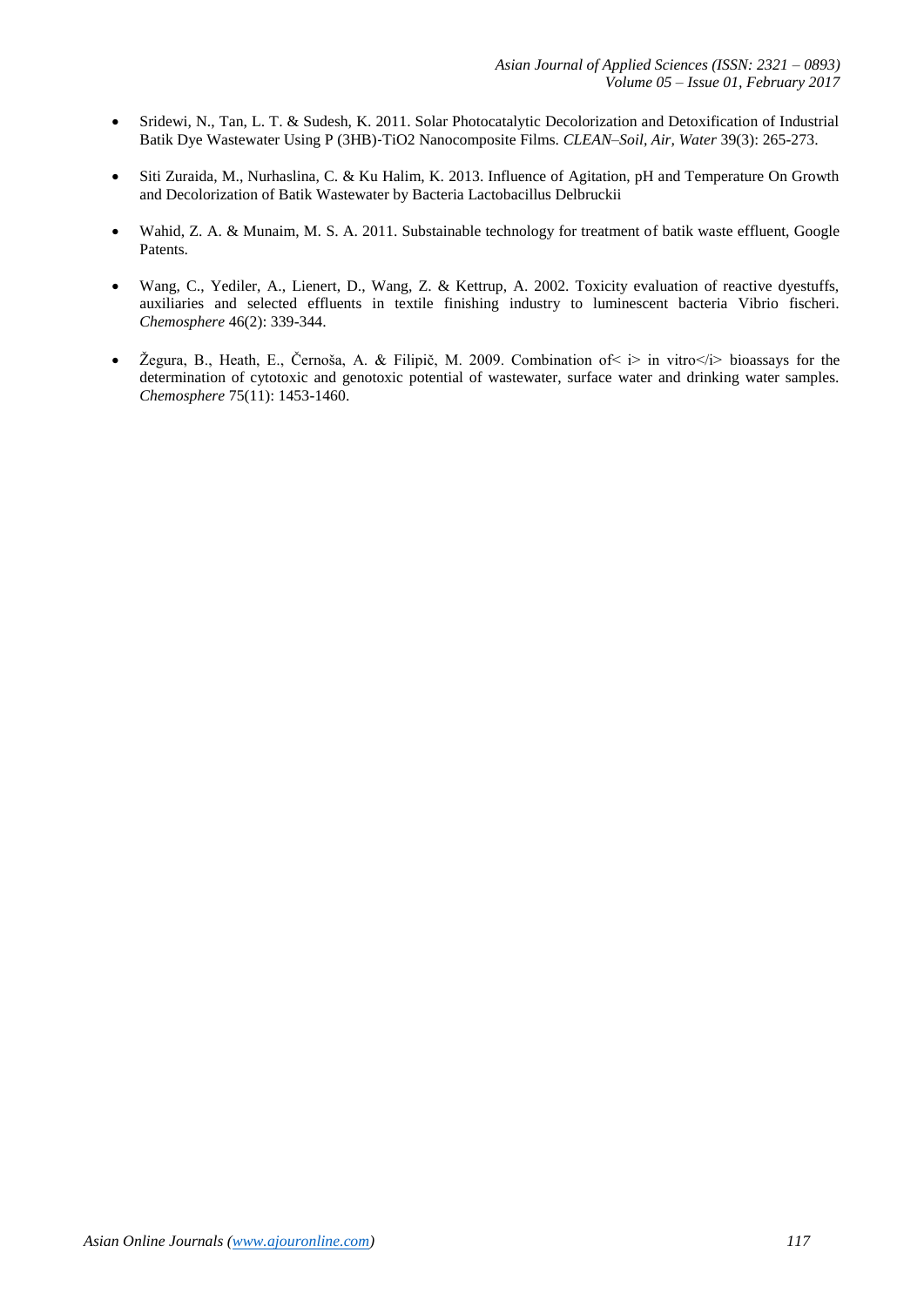- Sridewi, N., Tan, L. T. & Sudesh, K. 2011. Solar Photocatalytic Decolorization and Detoxification of Industrial Batik Dye Wastewater Using P (3HB)-TiO2 Nanocomposite Films. *CLEAN–Soil, Air, Water* 39(3): 265-273.

- Siti Zuraida, M., Nurhaslina, C. & Ku Halim, K. 2013. Influence of Agitation, pH and Temperature On Growth and Decolorization of Batik Wastewater by Bacteria Lactobacillus Delbruckii

- Wahid, Z. A. & Munaim, M. S. A. 2011. Substainable technology for treatment of batik waste effluent, Google Patents.

- Wang, C., Yediler, A., Lienert, D., Wang, Z. & Kettrup, A. 2002. Toxicity evaluation of reactive dyestuffs, auxiliaries and selected effluents in textile finishing industry to luminescent bacteria Vibrio fischeri. *Chemosphere* 46(2): 339-344.

- Žegura, B., Heath, E., Černoša, A. & Filipič, M. 2009. Combination of< i> in vitro</i> bioassays for the determination of cytotoxic and genotoxic potential of wastewater, surface water and drinking water samples. *Chemosphere* 75(11): 1453-1460.